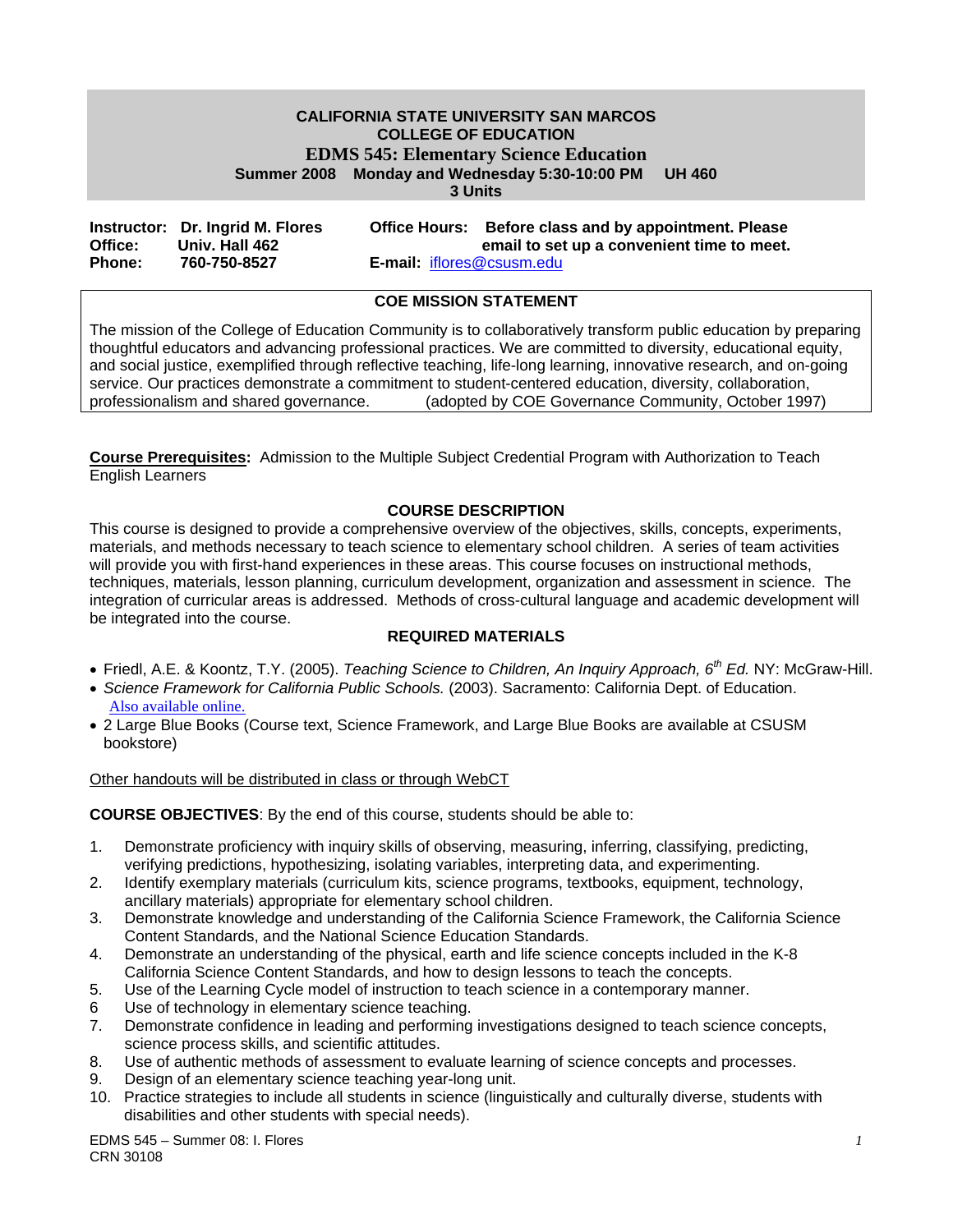# CALIFORNIA STATE UNIVERSITY SAN MARCOS
## COLLEGE OF EDUCATION
## EDMS 545: Elementary Science Education

**Summer 2008 Monday and Wednesday 5:30-10:00 PM UH 460**
**3 Units**

**Instructor:** **Dr. Ingrid M. Flores**
**Office:** **Univ. Hall 462**
**Phone:** **760-750-8527**

**Office Hours:** **Before class and by appointment. Please email to set up a convenient time to meet.**
**E-mail:** iflores@csusm.edu

### COE MISSION STATEMENT

The mission of the College of Education Community is to collaboratively transform public education by preparing thoughtful educators and advancing professional practices. We are committed to diversity, educational equity, and social justice, exemplified through reflective teaching, life-long learning, innovative research, and on-going service. Our practices demonstrate a commitment to student-centered education, diversity, collaboration, professionalism and shared governance. (adopted by COE Governance Community, October 1997)

**Course Prerequisites:** Admission to the Multiple Subject Credential Program with Authorization to Teach English Learners

### COURSE DESCRIPTION

This course is designed to provide a comprehensive overview of the objectives, skills, concepts, experiments, materials, and methods necessary to teach science to elementary school children. A series of team activities will provide you with first-hand experiences in these areas. This course focuses on instructional methods, techniques, materials, lesson planning, curriculum development, organization and assessment in science. The integration of curricular areas is addressed. Methods of cross-cultural language and academic development will be integrated into the course.

### REQUIRED MATERIALS

- Friedl, A.E. & Koontz, T.Y. (2005). *Teaching Science to Children, An Inquiry Approach, 6th Ed.* NY: McGraw-Hill.
- *Science Framework for California Public Schools.* (2003). Sacramento: California Dept. of Education. Also available online.
- 2 Large Blue Books (Course text, Science Framework, and Large Blue Books are available at CSUSM bookstore)

Other handouts will be distributed in class or through WebCT

**COURSE OBJECTIVES**: By the end of this course, students should be able to:

1. Demonstrate proficiency with inquiry skills of observing, measuring, inferring, classifying, predicting, verifying predictions, hypothesizing, isolating variables, interpreting data, and experimenting.
2. Identify exemplary materials (curriculum kits, science programs, textbooks, equipment, technology, ancillary materials) appropriate for elementary school children.
3. Demonstrate knowledge and understanding of the California Science Framework, the California Science Content Standards, and the National Science Education Standards.
4. Demonstrate an understanding of the physical, earth and life science concepts included in the K-8 California Science Content Standards, and how to design lessons to teach the concepts.
5. Use of the Learning Cycle model of instruction to teach science in a contemporary manner.
6. Use of technology in elementary science teaching.
7. Demonstrate confidence in leading and performing investigations designed to teach science concepts, science process skills, and scientific attitudes.
8. Use of authentic methods of assessment to evaluate learning of science concepts and processes.
9. Design of an elementary science teaching year-long unit.
10. Practice strategies to include all students in science (linguistically and culturally diverse, students with disabilities and other students with special needs).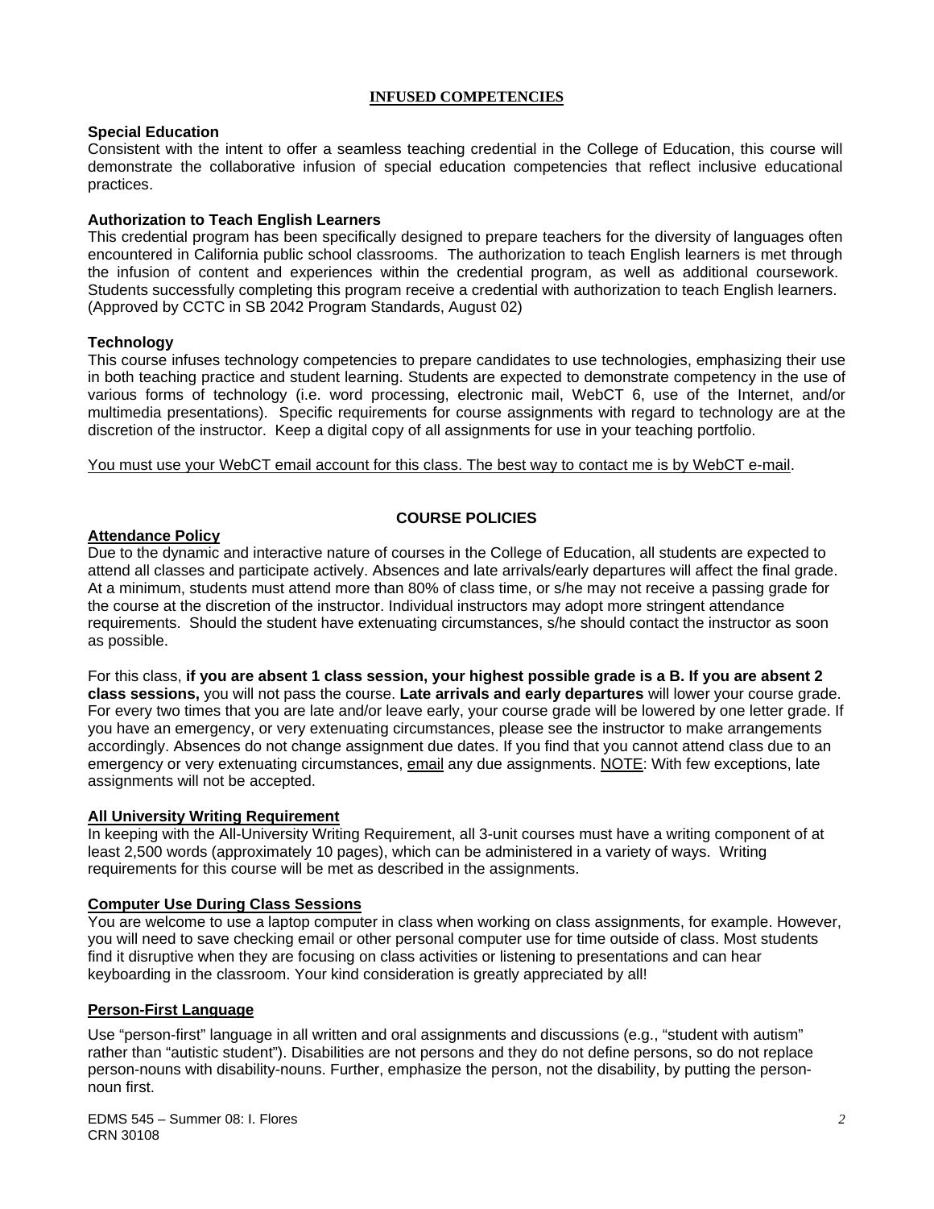## INFUSED COMPETENCIES

### Special Education

Consistent with the intent to offer a seamless teaching credential in the College of Education, this course will demonstrate the collaborative infusion of special education competencies that reflect inclusive educational practices.

### Authorization to Teach English Learners

This credential program has been specifically designed to prepare teachers for the diversity of languages often encountered in California public school classrooms. The authorization to teach English learners is met through the infusion of content and experiences within the credential program, as well as additional coursework. Students successfully completing this program receive a credential with authorization to teach English learners. (Approved by CCTC in SB 2042 Program Standards, August 02)

### Technology

This course infuses technology competencies to prepare candidates to use technologies, emphasizing their use in both teaching practice and student learning. Students are expected to demonstrate competency in the use of various forms of technology (i.e. word processing, electronic mail, WebCT 6, use of the Internet, and/or multimedia presentations). Specific requirements for course assignments with regard to technology are at the discretion of the instructor. Keep a digital copy of all assignments for use in your teaching portfolio.

<u>You must use your WebCT email account for this class. The best way to contact me is by WebCT e-mail</u>.

## COURSE POLICIES

### Attendance Policy

Due to the dynamic and interactive nature of courses in the College of Education, all students are expected to attend all classes and participate actively. Absences and late arrivals/early departures will affect the final grade. At a minimum, students must attend more than 80% of class time, or s/he may not receive a passing grade for the course at the discretion of the instructor. Individual instructors may adopt more stringent attendance requirements. Should the student have extenuating circumstances, s/he should contact the instructor as soon as possible.

For this class, **if you are absent 1 class session, your highest possible grade is a B. If you are absent 2 class sessions,** you will not pass the course. **Late arrivals and early departures** will lower your course grade. For every two times that you are late and/or leave early, your course grade will be lowered by one letter grade. If you have an emergency, or very extenuating circumstances, please see the instructor to make arrangements accordingly. Absences do not change assignment due dates. If you find that you cannot attend class due to an emergency or very extenuating circumstances, <u>email</u> any due assignments. <u>NOTE</u>: With few exceptions, late assignments will not be accepted.

### All University Writing Requirement

In keeping with the All-University Writing Requirement, all 3-unit courses must have a writing component of at least 2,500 words (approximately 10 pages), which can be administered in a variety of ways. Writing requirements for this course will be met as described in the assignments.

### Computer Use During Class Sessions

You are welcome to use a laptop computer in class when working on class assignments, for example. However, you will need to save checking email or other personal computer use for time outside of class. Most students find it disruptive when they are focusing on class activities or listening to presentations and can hear keyboarding in the classroom. Your kind consideration is greatly appreciated by all!

### Person-First Language

Use "person-first" language in all written and oral assignments and discussions (e.g., "student with autism" rather than "autistic student"). Disabilities are not persons and they do not define persons, so do not replace person-nouns with disability-nouns. Further, emphasize the person, not the disability, by putting the person-noun first.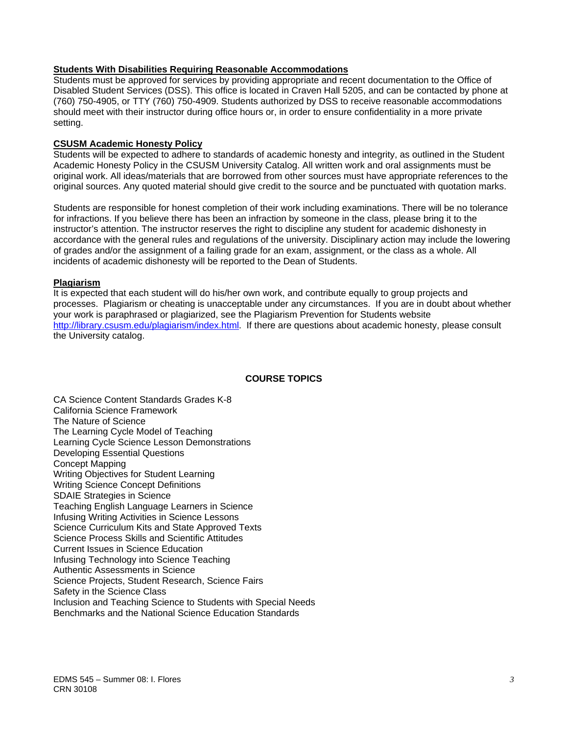### Students With Disabilities Requiring Reasonable Accommodations

Students must be approved for services by providing appropriate and recent documentation to the Office of Disabled Student Services (DSS). This office is located in Craven Hall 5205, and can be contacted by phone at (760) 750-4905, or TTY (760) 750-4909. Students authorized by DSS to receive reasonable accommodations should meet with their instructor during office hours or, in order to ensure confidentiality in a more private setting.

### CSUSM Academic Honesty Policy

Students will be expected to adhere to standards of academic honesty and integrity, as outlined in the Student Academic Honesty Policy in the CSUSM University Catalog. All written work and oral assignments must be original work. All ideas/materials that are borrowed from other sources must have appropriate references to the original sources. Any quoted material should give credit to the source and be punctuated with quotation marks.

Students are responsible for honest completion of their work including examinations. There will be no tolerance for infractions. If you believe there has been an infraction by someone in the class, please bring it to the instructor's attention. The instructor reserves the right to discipline any student for academic dishonesty in accordance with the general rules and regulations of the university. Disciplinary action may include the lowering of grades and/or the assignment of a failing grade for an exam, assignment, or the class as a whole. All incidents of academic dishonesty will be reported to the Dean of Students.

### Plagiarism

It is expected that each student will do his/her own work, and contribute equally to group projects and processes. Plagiarism or cheating is unacceptable under any circumstances. If you are in doubt about whether your work is paraphrased or plagiarized, see the Plagiarism Prevention for Students website http://library.csusm.edu/plagiarism/index.html. If there are questions about academic honesty, please consult the University catalog.

## COURSE TOPICS

CA Science Content Standards Grades K-8
California Science Framework
The Nature of Science
The Learning Cycle Model of Teaching
Learning Cycle Science Lesson Demonstrations
Developing Essential Questions
Concept Mapping
Writing Objectives for Student Learning
Writing Science Concept Definitions
SDAIE Strategies in Science
Teaching English Language Learners in Science
Infusing Writing Activities in Science Lessons
Science Curriculum Kits and State Approved Texts
Science Process Skills and Scientific Attitudes
Current Issues in Science Education
Infusing Technology into Science Teaching
Authentic Assessments in Science
Science Projects, Student Research, Science Fairs
Safety in the Science Class
Inclusion and Teaching Science to Students with Special Needs
Benchmarks and the National Science Education Standards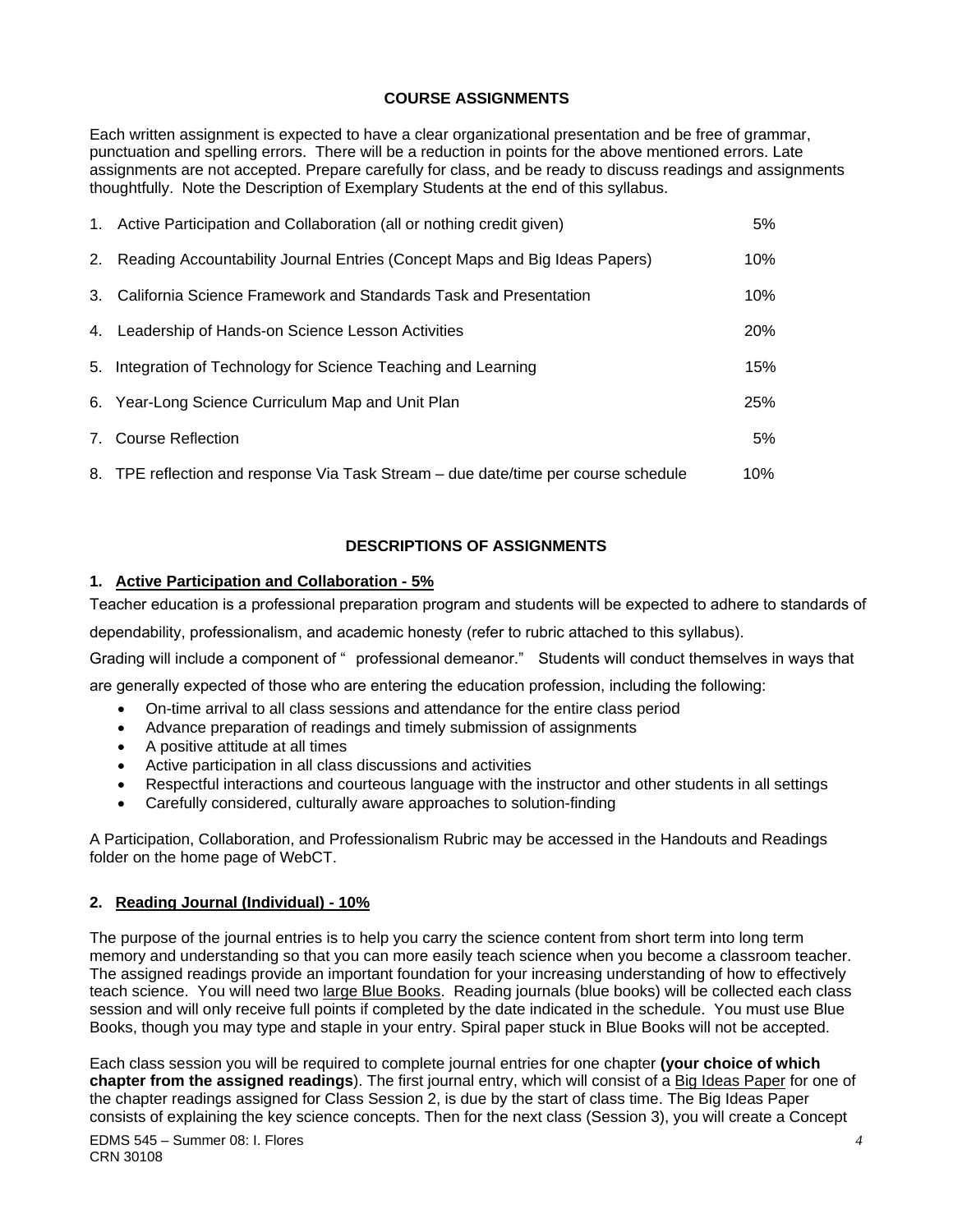### COURSE ASSIGNMENTS

Each written assignment is expected to have a clear organizational presentation and be free of grammar, punctuation and spelling errors. There will be a reduction in points for the above mentioned errors. Late assignments are not accepted. Prepare carefully for class, and be ready to discuss readings and assignments thoughtfully. Note the Description of Exemplary Students at the end of this syllabus.

| | |
|---|---|
| 1. Active Participation and Collaboration (all or nothing credit given) | 5% |
| 2. Reading Accountability Journal Entries (Concept Maps and Big Ideas Papers) | 10% |
| 3. California Science Framework and Standards Task and Presentation | 10% |
| 4. Leadership of Hands-on Science Lesson Activities | 20% |
| 5. Integration of Technology for Science Teaching and Learning | 15% |
| 6. Year-Long Science Curriculum Map and Unit Plan | 25% |
| 7. Course Reflection | 5% |
| 8. TPE reflection and response Via Task Stream – due date/time per course schedule | 10% |

### DESCRIPTIONS OF ASSIGNMENTS

**1. Active Participation and Collaboration - 5%**

Teacher education is a professional preparation program and students will be expected to adhere to standards of dependability, professionalism, and academic honesty (refer to rubric attached to this syllabus).

Grading will include a component of " professional demeanor." Students will conduct themselves in ways that are generally expected of those who are entering the education profession, including the following:

- On-time arrival to all class sessions and attendance for the entire class period
- Advance preparation of readings and timely submission of assignments
- A positive attitude at all times
- Active participation in all class discussions and activities
- Respectful interactions and courteous language with the instructor and other students in all settings
- Carefully considered, culturally aware approaches to solution-finding

A Participation, Collaboration, and Professionalism Rubric may be accessed in the Handouts and Readings folder on the home page of WebCT.

**2. Reading Journal (Individual) - 10%**

The purpose of the journal entries is to help you carry the science content from short term into long term memory and understanding so that you can more easily teach science when you become a classroom teacher. The assigned readings provide an important foundation for your increasing understanding of how to effectively teach science. You will need two large Blue Books. Reading journals (blue books) will be collected each class session and will only receive full points if completed by the date indicated in the schedule. You must use Blue Books, though you may type and staple in your entry. Spiral paper stuck in Blue Books will not be accepted.

Each class session you will be required to complete journal entries for one chapter **(your choice of which chapter from the assigned readings**). The first journal entry, which will consist of a Big Ideas Paper for one of the chapter readings assigned for Class Session 2, is due by the start of class time. The Big Ideas Paper consists of explaining the key science concepts. Then for the next class (Session 3), you will create a Concept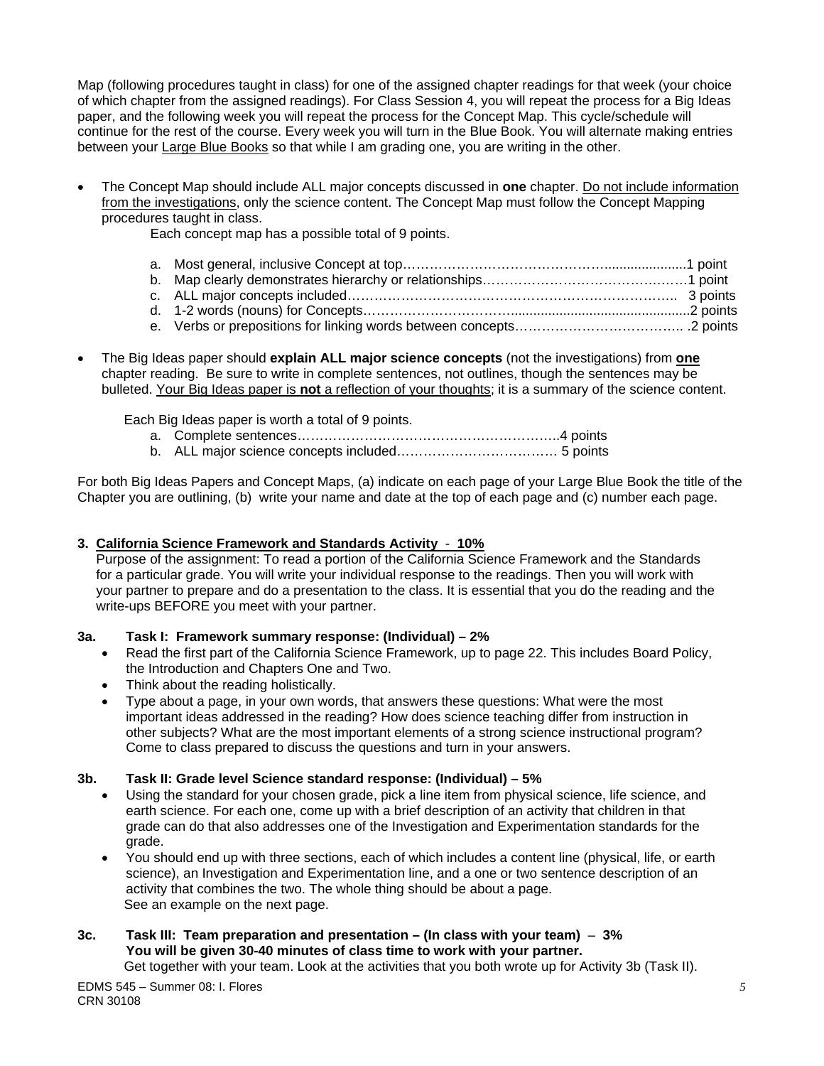Map (following procedures taught in class) for one of the assigned chapter readings for that week (your choice of which chapter from the assigned readings). For Class Session 4, you will repeat the process for a Big Ideas paper, and the following week you will repeat the process for the Concept Map. This cycle/schedule will continue for the rest of the course. Every week you will turn in the Blue Book. You will alternate making entries between your <u>Large Blue Books</u> so that while I am grading one, you are writing in the other.

- The Concept Map should include ALL major concepts discussed in **one** chapter. <u>Do not include information from the investigations</u>, only the science content. The Concept Map must follow the Concept Mapping procedures taught in class.

  Each concept map has a possible total of 9 points.

  a. Most general, inclusive Concept at top……………………………………......................1 point
  b. Map clearly demonstrates hierarchy or relationships………………………………………1 point
  c. ALL major concepts included…………………………………………………………………. 3 points
  d. 1-2 words (nouns) for Concepts…………………………..............................................2 points
  e. Verbs or prepositions for linking words between concepts……………………………….. .2 points

- The Big Ideas paper should **explain ALL major science concepts** (not the investigations) from **<u>one</u>** chapter reading. Be sure to write in complete sentences, not outlines, though the sentences may be bulleted. <u>Your Big Ideas paper is **not** a reflection of your thoughts</u>; it is a summary of the science content.

  Each Big Ideas paper is worth a total of 9 points.

  a. Complete sentences……………………………………………………..4 points
  b. ALL major science concepts included……………………………… 5 points

For both Big Ideas Papers and Concept Maps, (a) indicate on each page of your Large Blue Book the title of the Chapter you are outlining, (b) write your name and date at the top of each page and (c) number each page.

### 3. <u>California Science Framework and Standards Activity - 10%</u>

Purpose of the assignment: To read a portion of the California Science Framework and the Standards for a particular grade. You will write your individual response to the readings. Then you will work with your partner to prepare and do a presentation to the class. It is essential that you do the reading and the write-ups BEFORE you meet with your partner.

#### 3a. Task I: Framework summary response: (Individual) – 2%

- Read the first part of the California Science Framework, up to page 22. This includes Board Policy, the Introduction and Chapters One and Two.
- Think about the reading holistically.
- Type about a page, in your own words, that answers these questions: What were the most important ideas addressed in the reading? How does science teaching differ from instruction in other subjects? What are the most important elements of a strong science instructional program? Come to class prepared to discuss the questions and turn in your answers.

#### 3b. Task II: Grade level Science standard response: (Individual) – 5%

- Using the standard for your chosen grade, pick a line item from physical science, life science, and earth science. For each one, come up with a brief description of an activity that children in that grade can do that also addresses one of the Investigation and Experimentation standards for the grade.
- You should end up with three sections, each of which includes a content line (physical, life, or earth science), an Investigation and Experimentation line, and a one or two sentence description of an activity that combines the two. The whole thing should be about a page.
  See an example on the next page.

#### 3c. Task III: Team preparation and presentation – (In class with your team) – 3%
**You will be given 30-40 minutes of class time to work with your partner.**

Get together with your team. Look at the activities that you both wrote up for Activity 3b (Task II).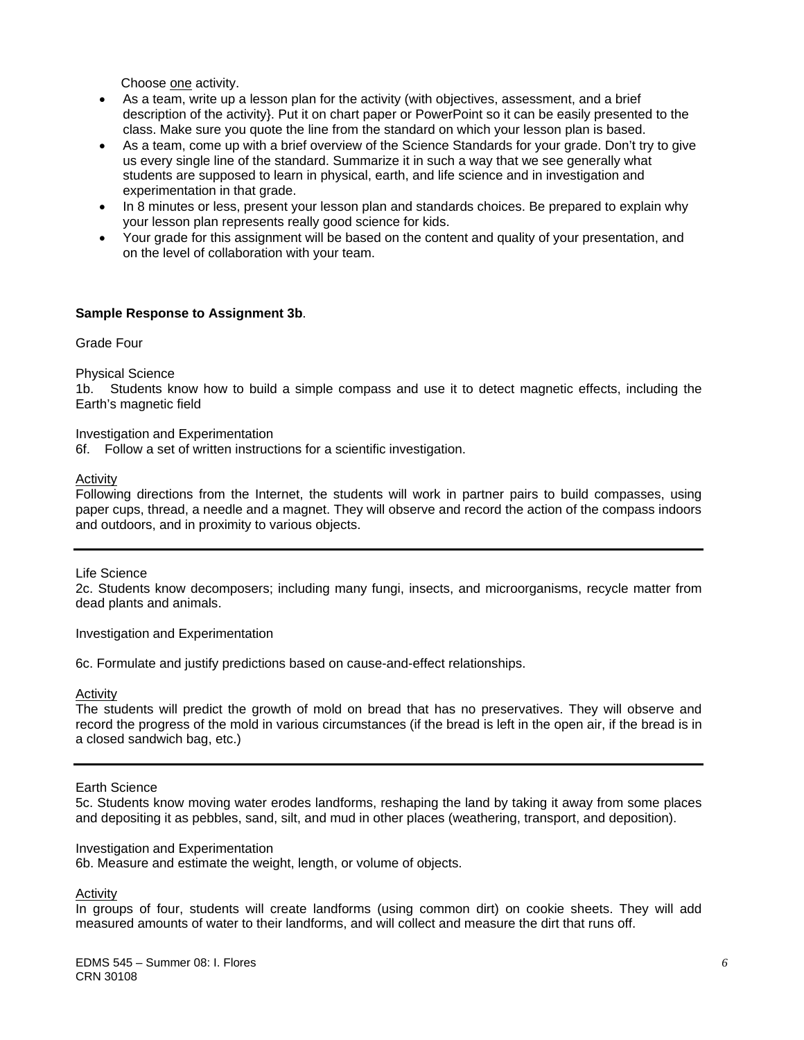Choose one activity.

- As a team, write up a lesson plan for the activity (with objectives, assessment, and a brief description of the activity}. Put it on chart paper or PowerPoint so it can be easily presented to the class. Make sure you quote the line from the standard on which your lesson plan is based.
- As a team, come up with a brief overview of the Science Standards for your grade. Don't try to give us every single line of the standard. Summarize it in such a way that we see generally what students are supposed to learn in physical, earth, and life science and in investigation and experimentation in that grade.
- In 8 minutes or less, present your lesson plan and standards choices. Be prepared to explain why your lesson plan represents really good science for kids.
- Your grade for this assignment will be based on the content and quality of your presentation, and on the level of collaboration with your team.

**Sample Response to Assignment 3b**.

Grade Four

Physical Science
1b. Students know how to build a simple compass and use it to detect magnetic effects, including the Earth's magnetic field

Investigation and Experimentation
6f. Follow a set of written instructions for a scientific investigation.

Activity
Following directions from the Internet, the students will work in partner pairs to build compasses, using paper cups, thread, a needle and a magnet. They will observe and record the action of the compass indoors and outdoors, and in proximity to various objects.

---

Life Science
2c. Students know decomposers; including many fungi, insects, and microorganisms, recycle matter from dead plants and animals.

Investigation and Experimentation

6c. Formulate and justify predictions based on cause-and-effect relationships.

Activity
The students will predict the growth of mold on bread that has no preservatives. They will observe and record the progress of the mold in various circumstances (if the bread is left in the open air, if the bread is in a closed sandwich bag, etc.)

---

Earth Science
5c. Students know moving water erodes landforms, reshaping the land by taking it away from some places and depositing it as pebbles, sand, silt, and mud in other places (weathering, transport, and deposition).

Investigation and Experimentation
6b. Measure and estimate the weight, length, or volume of objects.

Activity
In groups of four, students will create landforms (using common dirt) on cookie sheets. They will add measured amounts of water to their landforms, and will collect and measure the dirt that runs off.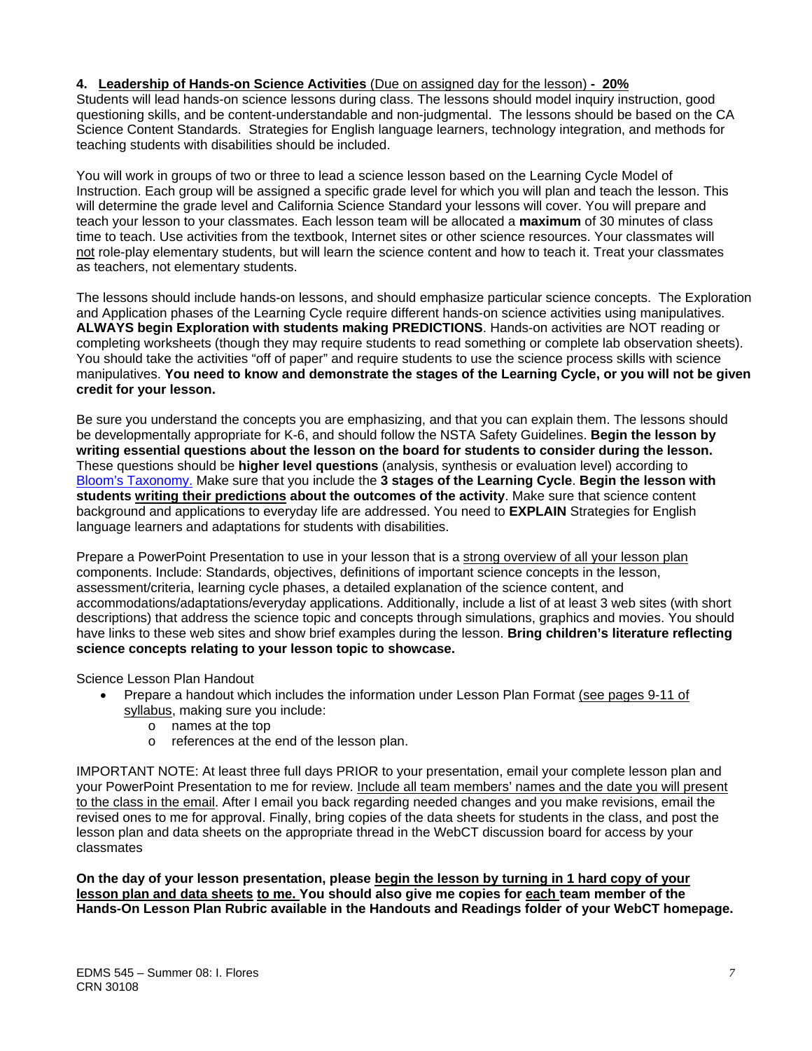**4. <u>Leadership of Hands-on Science Activities</u>** <u>(Due on assigned day for the lesson)</u> **<u>- 20%</u>**
Students will lead hands-on science lessons during class. The lessons should model inquiry instruction, good questioning skills, and be content-understandable and non-judgmental. The lessons should be based on the CA Science Content Standards. Strategies for English language learners, technology integration, and methods for teaching students with disabilities should be included.

You will work in groups of two or three to lead a science lesson based on the Learning Cycle Model of Instruction. Each group will be assigned a specific grade level for which you will plan and teach the lesson. This will determine the grade level and California Science Standard your lessons will cover. You will prepare and teach your lesson to your classmates. Each lesson team will be allocated a **maximum** of 30 minutes of class time to teach. Use activities from the textbook, Internet sites or other science resources. Your classmates will <u>not</u> role-play elementary students, but will learn the science content and how to teach it. Treat your classmates as teachers, not elementary students.

The lessons should include hands-on lessons, and should emphasize particular science concepts. The Exploration and Application phases of the Learning Cycle require different hands-on science activities using manipulatives. **ALWAYS begin Exploration with students making PREDICTIONS**. Hands-on activities are NOT reading or completing worksheets (though they may require students to read something or complete lab observation sheets). You should take the activities "off of paper" and require students to use the science process skills with science manipulatives. **You need to know and demonstrate the stages of the Learning Cycle, or you will not be given credit for your lesson.**

Be sure you understand the concepts you are emphasizing, and that you can explain them. The lessons should be developmentally appropriate for K-6, and should follow the NSTA Safety Guidelines. **Begin the lesson by writing essential questions about the lesson on the board for students to consider during the lesson.** These questions should be **higher level questions** (analysis, synthesis or evaluation level) according to <u>Bloom's Taxonomy.</u> Make sure that you include the **3 stages of the Learning Cycle**. **Begin the lesson with students <u>writing their predictions</u> about the outcomes of the activity**. Make sure that science content background and applications to everyday life are addressed. You need to **EXPLAIN** Strategies for English language learners and adaptations for students with disabilities.

Prepare a PowerPoint Presentation to use in your lesson that is a <u>strong overview of all your lesson plan</u> components. Include: Standards, objectives, definitions of important science concepts in the lesson, assessment/criteria, learning cycle phases, a detailed explanation of the science content, and accommodations/adaptations/everyday applications. Additionally, include a list of at least 3 web sites (with short descriptions) that address the science topic and concepts through simulations, graphics and movies. You should have links to these web sites and show brief examples during the lesson. **Bring children's literature reflecting science concepts relating to your lesson topic to showcase.**

Science Lesson Plan Handout

- Prepare a handout which includes the information under Lesson Plan Format <u>(see pages 9-11 of syllabus</u>, making sure you include:
  - names at the top
  - references at the end of the lesson plan.

IMPORTANT NOTE: At least three full days PRIOR to your presentation, email your complete lesson plan and your PowerPoint Presentation to me for review. <u>Include all team members' names and the date you will present to the class in the email</u>. After I email you back regarding needed changes and you make revisions, email the revised ones to me for approval. Finally, bring copies of the data sheets for students in the class, and post the lesson plan and data sheets on the appropriate thread in the WebCT discussion board for access by your classmates

**On the day of your lesson presentation, please <u>begin the lesson by turning in 1 hard copy of your lesson plan and data sheets</u> <u>to me.</u> You should also give me copies for <u>each</u> team member of the Hands-On Lesson Plan Rubric available in the Handouts and Readings folder of your WebCT homepage.**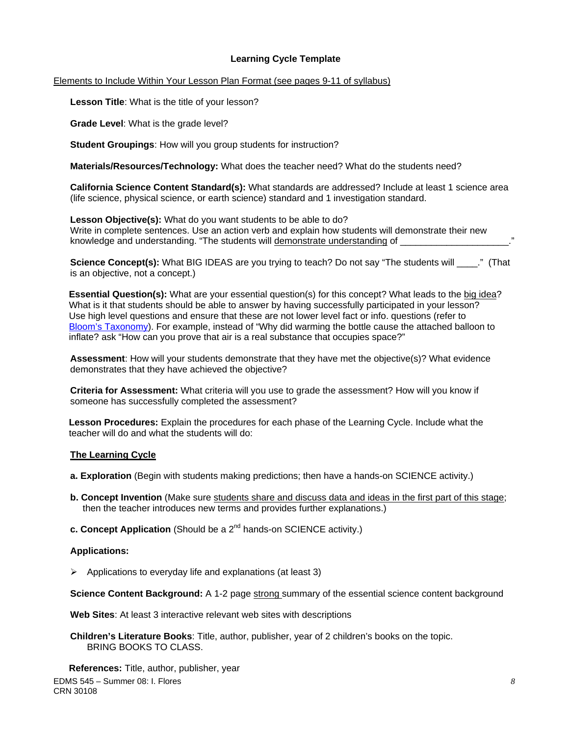## Learning Cycle Template

Elements to Include Within Your Lesson Plan Format (see pages 9-11 of syllabus)

**Lesson Title**: What is the title of your lesson?

**Grade Level**: What is the grade level?

**Student Groupings**: How will you group students for instruction?

**Materials/Resources/Technology:** What does the teacher need? What do the students need?

**California Science Content Standard(s):** What standards are addressed? Include at least 1 science area (life science, physical science, or earth science) standard and 1 investigation standard.

**Lesson Objective(s):** What do you want students to be able to do? Write in complete sentences. Use an action verb and explain how students will demonstrate their new knowledge and understanding. "The students will demonstrate understanding of _____________________."

**Science Concept(s):** What BIG IDEAS are you trying to teach? Do not say "The students will ____." (That is an objective, not a concept.)

**Essential Question(s):** What are your essential question(s) for this concept? What leads to the big idea? What is it that students should be able to answer by having successfully participated in your lesson? Use high level questions and ensure that these are not lower level fact or info. questions (refer to Bloom's Taxonomy). For example, instead of "Why did warming the bottle cause the attached balloon to inflate? ask "How can you prove that air is a real substance that occupies space?"

**Assessment**: How will your students demonstrate that they have met the objective(s)? What evidence demonstrates that they have achieved the objective?

**Criteria for Assessment:** What criteria will you use to grade the assessment? How will you know if someone has successfully completed the assessment?

**Lesson Procedures:** Explain the procedures for each phase of the Learning Cycle. Include what the teacher will do and what the students will do:

**The Learning Cycle**

**a. Exploration** (Begin with students making predictions; then have a hands-on SCIENCE activity.)

**b. Concept Invention** (Make sure students share and discuss data and ideas in the first part of this stage; then the teacher introduces new terms and provides further explanations.)

**c. Concept Application** (Should be a 2nd hands-on SCIENCE activity.)

**Applications:**

- Applications to everyday life and explanations (at least 3)

**Science Content Background:** A 1-2 page strong summary of the essential science content background

**Web Sites**: At least 3 interactive relevant web sites with descriptions

**Children's Literature Books**: Title, author, publisher, year of 2 children's books on the topic. BRING BOOKS TO CLASS.

**References:** Title, author, publisher, year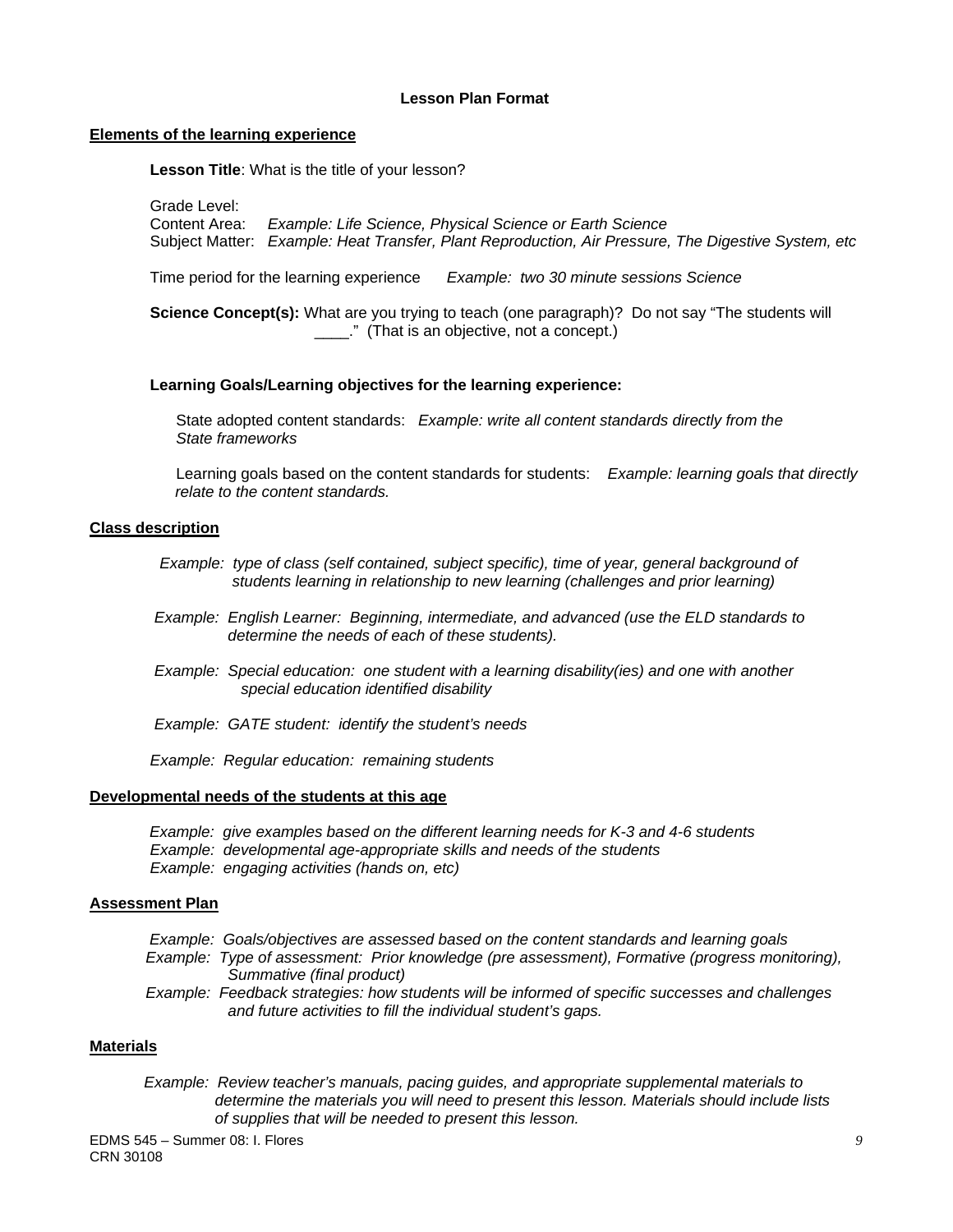**Lesson Plan Format**

**Elements of the learning experience**

**Lesson Title**: What is the title of your lesson?

Grade Level:
Content Area: *Example: Life Science, Physical Science or Earth Science*
Subject Matter: *Example: Heat Transfer, Plant Reproduction, Air Pressure, The Digestive System, etc*

Time period for the learning experience *Example: two 30 minute sessions Science*

**Science Concept(s):** What are you trying to teach (one paragraph)? Do not say "The students will ____." (That is an objective, not a concept.)

**Learning Goals/Learning objectives for the learning experience:**

State adopted content standards: *Example: write all content standards directly from the State frameworks*

Learning goals based on the content standards for students: *Example: learning goals that directly relate to the content standards.*

**Class description**

*Example: type of class (self contained, subject specific), time of year, general background of students learning in relationship to new learning (challenges and prior learning)*

*Example: English Learner: Beginning, intermediate, and advanced (use the ELD standards to determine the needs of each of these students).*

*Example: Special education: one student with a learning disability(ies) and one with another special education identified disability*

*Example: GATE student: identify the student's needs*

*Example: Regular education: remaining students*

**Developmental needs of the students at this age**

*Example: give examples based on the different learning needs for K-3 and 4-6 students*
*Example: developmental age-appropriate skills and needs of the students*
*Example: engaging activities (hands on, etc)*

**Assessment Plan**

*Example: Goals/objectives are assessed based on the content standards and learning goals*
*Example: Type of assessment: Prior knowledge (pre assessment), Formative (progress monitoring), Summative (final product)*
*Example: Feedback strategies: how students will be informed of specific successes and challenges and future activities to fill the individual student's gaps.*

**Materials**

*Example: Review teacher's manuals, pacing guides, and appropriate supplemental materials to determine the materials you will need to present this lesson. Materials should include lists of supplies that will be needed to present this lesson.*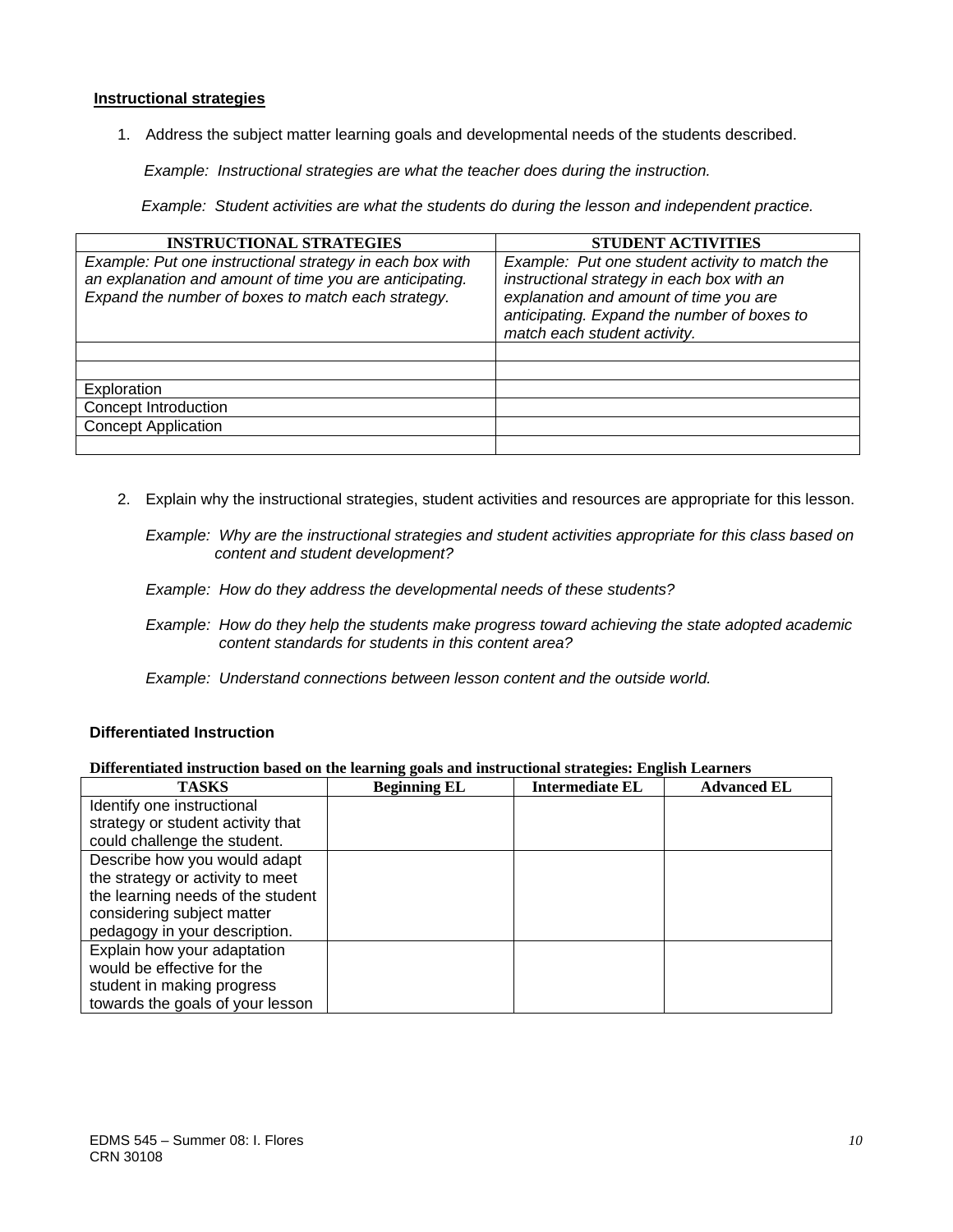**Instructional strategies**

1. Address the subject matter learning goals and developmental needs of the students described.

   *Example: Instructional strategies are what the teacher does during the instruction.*

   *Example: Student activities are what the students do during the lesson and independent practice.*

| INSTRUCTIONAL STRATEGIES | STUDENT ACTIVITIES |
|---|---|
| *Example: Put one instructional strategy in each box with an explanation and amount of time you are anticipating. Expand the number of boxes to match each strategy.* | *Example: Put one student activity to match the instructional strategy in each box with an explanation and amount of time you are anticipating. Expand the number of boxes to match each student activity.* |
| | |
| | |
| Exploration | |
| Concept Introduction | |
| Concept Application | |
| | |

2. Explain why the instructional strategies, student activities and resources are appropriate for this lesson.

   *Example: Why are the instructional strategies and student activities appropriate for this class based on content and student development?*

   *Example: How do they address the developmental needs of these students?*

   *Example: How do they help the students make progress toward achieving the state adopted academic content standards for students in this content area?*

   *Example: Understand connections between lesson content and the outside world.*

**Differentiated Instruction**

**Differentiated instruction based on the learning goals and instructional strategies: English Learners**

| TASKS | Beginning EL | Intermediate EL | Advanced EL |
|---|---|---|---|
| Identify one instructional strategy or student activity that could challenge the student. | | | |
| Describe how you would adapt the strategy or activity to meet the learning needs of the student considering subject matter pedagogy in your description. | | | |
| Explain how your adaptation would be effective for the student in making progress towards the goals of your lesson | | | |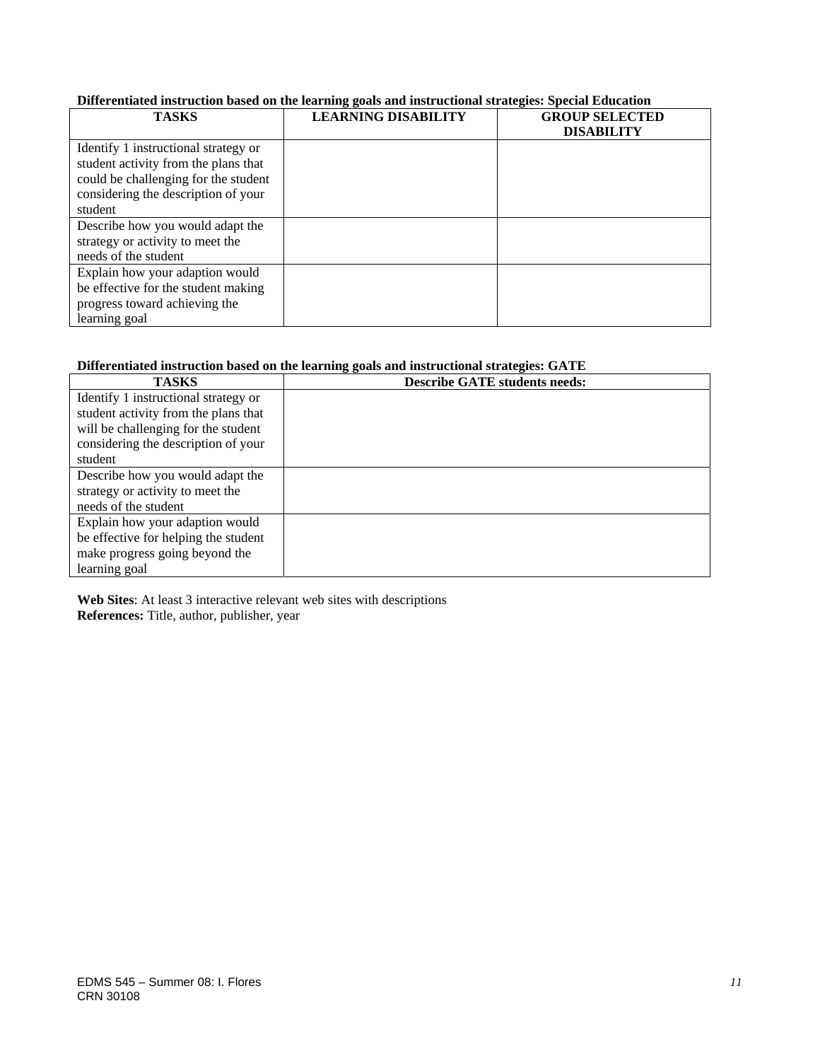**Differentiated instruction based on the learning goals and instructional strategies: Special Education**

| TASKS | LEARNING DISABILITY | GROUP SELECTED DISABILITY |
|---|---|---|
| Identify 1 instructional strategy or student activity from the plans that could be challenging for the student considering the description of your student | | |
| Describe how you would adapt the strategy or activity to meet the needs of the student | | |
| Explain how your adaption would be effective for the student making progress toward achieving the learning goal | | |

**Differentiated instruction based on the learning goals and instructional strategies: GATE**

| TASKS | Describe GATE students needs: |
|---|---|
| Identify 1 instructional strategy or student activity from the plans that will be challenging for the student considering the description of your student | |
| Describe how you would adapt the strategy or activity to meet the needs of the student | |
| Explain how your adaption would be effective for helping the student make progress going beyond the learning goal | |

**Web Sites**: At least 3 interactive relevant web sites with descriptions
**References:** Title, author, publisher, year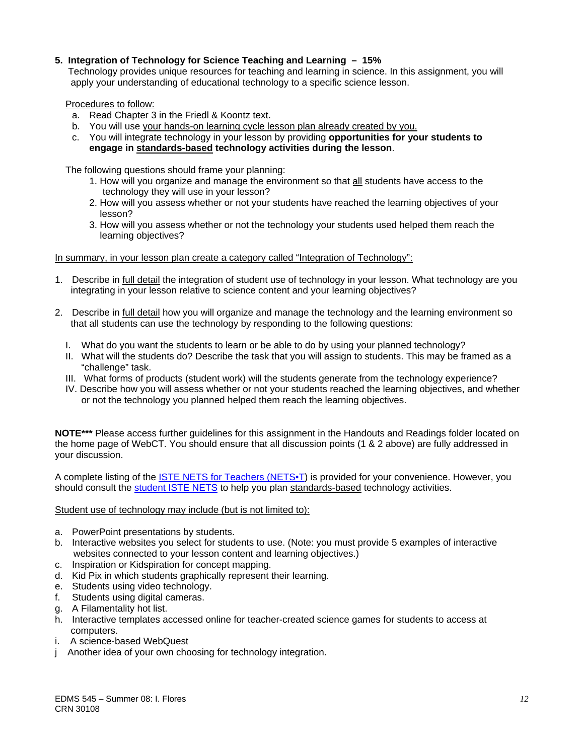**5. Integration of Technology for Science Teaching and Learning – 15%**

Technology provides unique resources for teaching and learning in science. In this assignment, you will apply your understanding of educational technology to a specific science lesson.

<u>Procedures to follow:</u>

a. Read Chapter 3 in the Friedl & Koontz text.
b. You will use <u>your hands-on learning cycle lesson plan already created by you.</u>
c. You will integrate technology in your lesson by providing **opportunities for your students to engage in <u>standards-based</u> technology activities during the lesson**.

The following questions should frame your planning:

1. How will you organize and manage the environment so that <u>all</u> students have access to the technology they will use in your lesson?
2. How will you assess whether or not your students have reached the learning objectives of your lesson?
3. How will you assess whether or not the technology your students used helped them reach the learning objectives?

<u>In summary, in your lesson plan create a category called "Integration of Technology":</u>

1. Describe in <u>full detail</u> the integration of student use of technology in your lesson. What technology are you integrating in your lesson relative to science content and your learning objectives?

2. Describe in <u>full detail</u> how you will organize and manage the technology and the learning environment so that all students can use the technology by responding to the following questions:

   I. What do you want the students to learn or be able to do by using your planned technology?
   II. What will the students do? Describe the task that you will assign to students. This may be framed as a "challenge" task.
   III. What forms of products (student work) will the students generate from the technology experience?
   IV. Describe how you will assess whether or not your students reached the learning objectives, and whether or not the technology you planned helped them reach the learning objectives.

**NOTE\*\*\*** Please access further guidelines for this assignment in the Handouts and Readings folder located on the home page of WebCT. You should ensure that all discussion points (1 & 2 above) are fully addressed in your discussion.

A complete listing of the ISTE NETS for Teachers (NETS•T) is provided for your convenience. However, you should consult the student ISTE NETS to help you plan <u>standards-based</u> technology activities.

<u>Student use of technology may include (but is not limited to):</u>

a. PowerPoint presentations by students.
b. Interactive websites you select for students to use. (Note: you must provide 5 examples of interactive websites connected to your lesson content and learning objectives.)
c. Inspiration or Kidspiration for concept mapping.
d. Kid Pix in which students graphically represent their learning.
e. Students using video technology.
f. Students using digital cameras.
g. A Filamentality hot list.
h. Interactive templates accessed online for teacher-created science games for students to access at computers.
i. A science-based WebQuest
j Another idea of your own choosing for technology integration.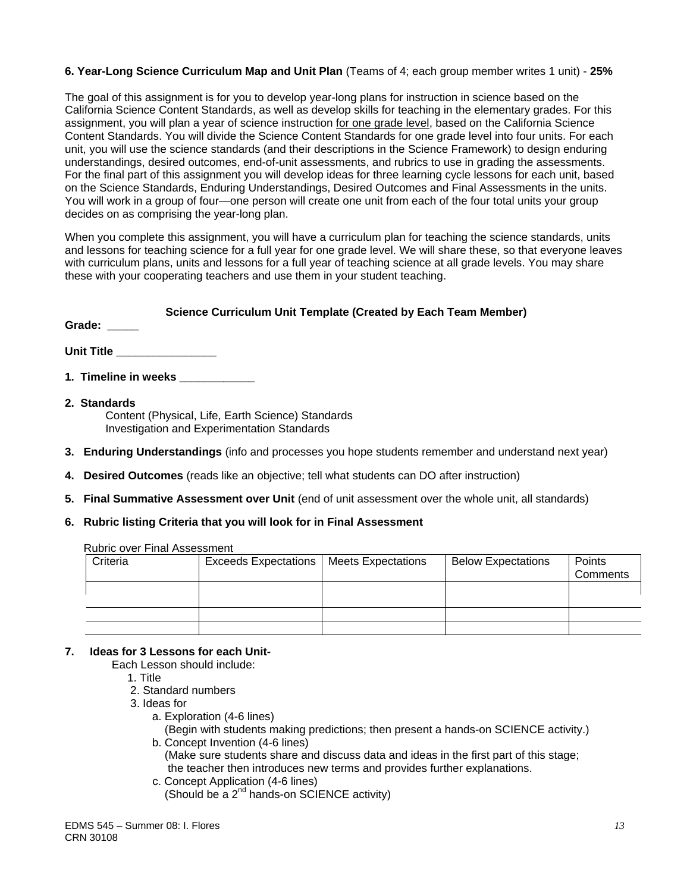**6. Year-Long Science Curriculum Map and Unit Plan** (Teams of 4; each group member writes 1 unit) - **25%**

The goal of this assignment is for you to develop year-long plans for instruction in science based on the California Science Content Standards, as well as develop skills for teaching in the elementary grades. For this assignment, you will plan a year of science instruction <u>for one grade level</u>, based on the California Science Content Standards. You will divide the Science Content Standards for one grade level into four units. For each unit, you will use the science standards (and their descriptions in the Science Framework) to design enduring understandings, desired outcomes, end-of-unit assessments, and rubrics to use in grading the assessments. For the final part of this assignment you will develop ideas for three learning cycle lessons for each unit, based on the Science Standards, Enduring Understandings, Desired Outcomes and Final Assessments in the units. You will work in a group of four—one person will create one unit from each of the four total units your group decides on as comprising the year-long plan.

When you complete this assignment, you will have a curriculum plan for teaching the science standards, units and lessons for teaching science for a full year for one grade level. We will share these, so that everyone leaves with curriculum plans, units and lessons for a full year of teaching science at all grade levels. You may share these with your cooperating teachers and use them in your student teaching.

**Science Curriculum Unit Template (Created by Each Team Member)**

**Grade: _____**

**Unit Title ________________**

**1. Timeline in weeks ____________**

**2. Standards**

Content (Physical, Life, Earth Science) Standards
Investigation and Experimentation Standards

**3. Enduring Understandings** (info and processes you hope students remember and understand next year)

**4. Desired Outcomes** (reads like an objective; tell what students can DO after instruction)

**5. Final Summative Assessment over Unit** (end of unit assessment over the whole unit, all standards)

**6. Rubric listing Criteria that you will look for in Final Assessment**

Rubric over Final Assessment

| Criteria | Exceeds Expectations | Meets Expectations | Below Expectations | Points Comments |
|---|---|---|---|---|
| | | | | |
| | | | | |
| | | | | |

**7. Ideas for 3 Lessons for each Unit-**

Each Lesson should include:

1. Title
2. Standard numbers
3. Ideas for
   a. Exploration (4-6 lines)
   (Begin with students making predictions; then present a hands-on SCIENCE activity.)
   b. Concept Invention (4-6 lines)
   (Make sure students share and discuss data and ideas in the first part of this stage; the teacher then introduces new terms and provides further explanations.
   c. Concept Application (4-6 lines)
   (Should be a 2nd hands-on SCIENCE activity)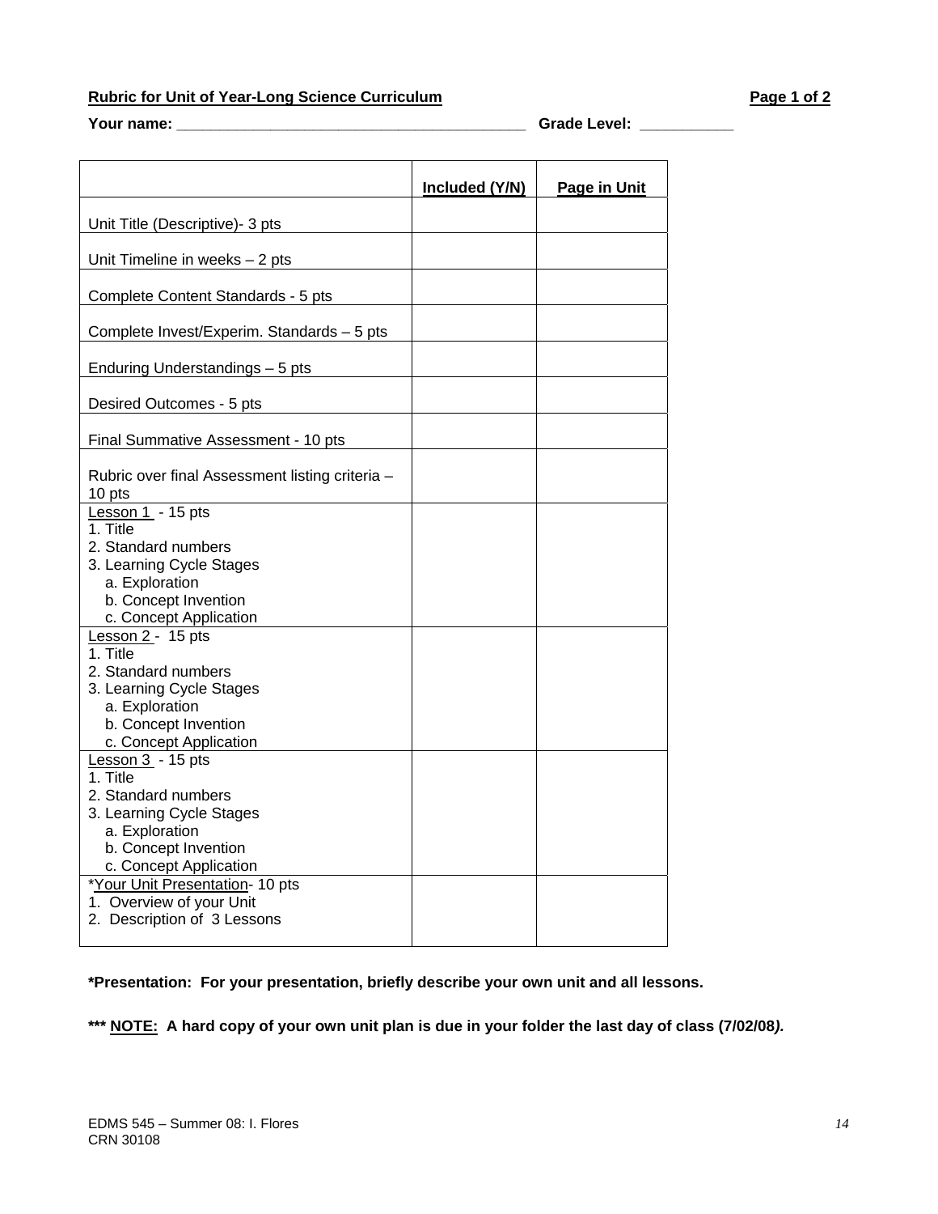**Rubric for Unit of Year-Long Science Curriculum**

**Your name: ________________________________________ Grade Level: ___________**

| | Included (Y/N) | Page in Unit |
|---|---|---|
| Unit Title (Descriptive)- 3 pts | | |
| Unit Timeline in weeks – 2 pts | | |
| Complete Content Standards - 5 pts | | |
| Complete Invest/Experim. Standards – 5 pts | | |
| Enduring Understandings – 5 pts | | |
| Desired Outcomes - 5 pts | | |
| Final Summative Assessment - 10 pts | | |
| Rubric over final Assessment listing criteria – 10 pts | | |
| Lesson 1 - 15 pts<br>1. Title<br>2. Standard numbers<br>3. Learning Cycle Stages<br>a. Exploration<br>b. Concept Invention<br>c. Concept Application | | |
| Lesson 2 - 15 pts<br>1. Title<br>2. Standard numbers<br>3. Learning Cycle Stages<br>a. Exploration<br>b. Concept Invention<br>c. Concept Application | | |
| Lesson 3 - 15 pts<br>1. Title<br>2. Standard numbers<br>3. Learning Cycle Stages<br>a. Exploration<br>b. Concept Invention<br>c. Concept Application | | |
| *Your Unit Presentation- 10 pts<br>1. Overview of your Unit<br>2. Description of 3 Lessons | | |

**\*Presentation: For your presentation, briefly describe your own unit and all lessons.**

**\*\*\* NOTE: A hard copy of your own unit plan is due in your folder the last day of class (7/02/08).**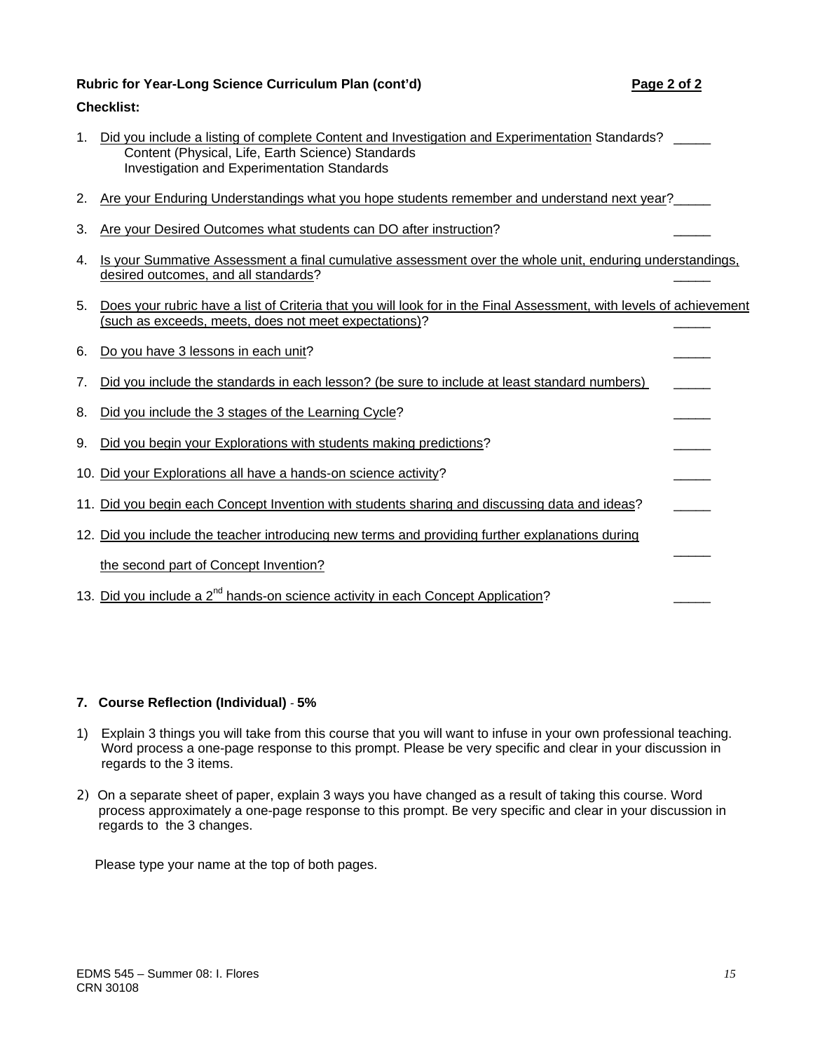**Rubric for Year-Long Science Curriculum Plan (cont'd)** **Page 2 of 2**

**Checklist:**

1. Did you include a listing of complete Content and Investigation and Experimentation Standards? _____
   - Content (Physical, Life, Earth Science) Standards
   - Investigation and Experimentation Standards
2. Are your Enduring Understandings what you hope students remember and understand next year? _____
3. Are your Desired Outcomes what students can DO after instruction? _____
4. Is your Summative Assessment a final cumulative assessment over the whole unit, enduring understandings, desired outcomes, and all standards? _____
5. Does your rubric have a list of Criteria that you will look for in the Final Assessment, with levels of achievement (such as exceeds, meets, does not meet expectations)? _____
6. Do you have 3 lessons in each unit? _____
7. Did you include the standards in each lesson? (be sure to include at least standard numbers) _____
8. Did you include the 3 stages of the Learning Cycle? _____
9. Did you begin your Explorations with students making predictions? _____
10. Did your Explorations all have a hands-on science activity? _____
11. Did you begin each Concept Invention with students sharing and discussing data and ideas? _____
12. Did you include the teacher introducing new terms and providing further explanations during the second part of Concept Invention? _____
13. Did you include a 2nd hands-on science activity in each Concept Application? _____

**7. Course Reflection (Individual)** - **5%**

1) Explain 3 things you will take from this course that you will want to infuse in your own professional teaching. Word process a one-page response to this prompt. Please be very specific and clear in your discussion in regards to the 3 items.

2) On a separate sheet of paper, explain 3 ways you have changed as a result of taking this course. Word process approximately a one-page response to this prompt. Be very specific and clear in your discussion in regards to the 3 changes.

Please type your name at the top of both pages.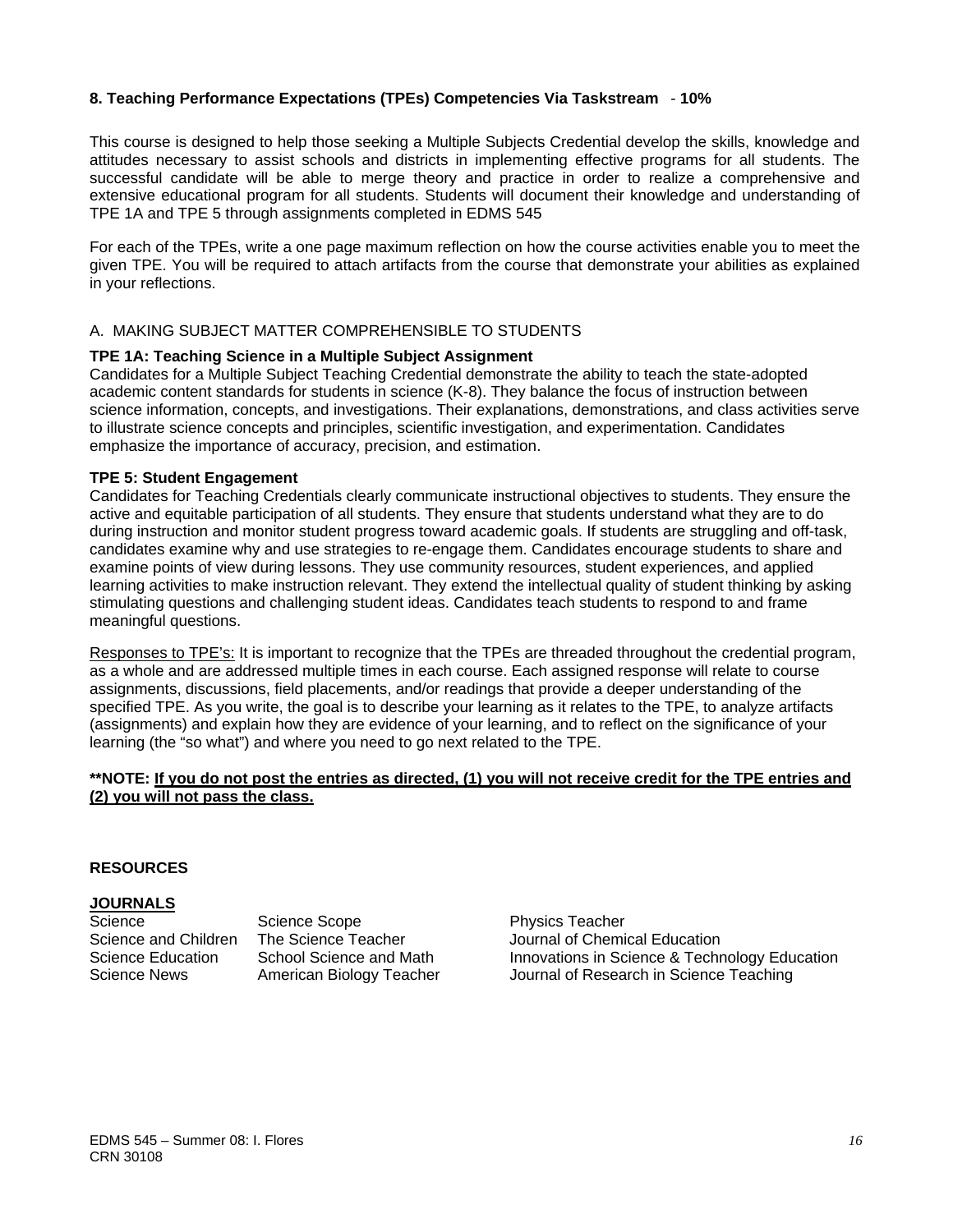**8. Teaching Performance Expectations (TPEs) Competencies Via Taskstream** - **10%**

This course is designed to help those seeking a Multiple Subjects Credential develop the skills, knowledge and attitudes necessary to assist schools and districts in implementing effective programs for all students. The successful candidate will be able to merge theory and practice in order to realize a comprehensive and extensive educational program for all students. Students will document their knowledge and understanding of TPE 1A and TPE 5 through assignments completed in EDMS 545

For each of the TPEs, write a one page maximum reflection on how the course activities enable you to meet the given TPE. You will be required to attach artifacts from the course that demonstrate your abilities as explained in your reflections.

A. MAKING SUBJECT MATTER COMPREHENSIBLE TO STUDENTS

**TPE 1A: Teaching Science in a Multiple Subject Assignment**
Candidates for a Multiple Subject Teaching Credential demonstrate the ability to teach the state-adopted academic content standards for students in science (K-8). They balance the focus of instruction between science information, concepts, and investigations. Their explanations, demonstrations, and class activities serve to illustrate science concepts and principles, scientific investigation, and experimentation. Candidates emphasize the importance of accuracy, precision, and estimation.

**TPE 5: Student Engagement**
Candidates for Teaching Credentials clearly communicate instructional objectives to students. They ensure the active and equitable participation of all students. They ensure that students understand what they are to do during instruction and monitor student progress toward academic goals. If students are struggling and off-task, candidates examine why and use strategies to re-engage them. Candidates encourage students to share and examine points of view during lessons. They use community resources, student experiences, and applied learning activities to make instruction relevant. They extend the intellectual quality of student thinking by asking stimulating questions and challenging student ideas. Candidates teach students to respond to and frame meaningful questions.

<u>Responses to TPE's:</u> It is important to recognize that the TPEs are threaded throughout the credential program, as a whole and are addressed multiple times in each course. Each assigned response will relate to course assignments, discussions, field placements, and/or readings that provide a deeper understanding of the specified TPE. As you write, the goal is to describe your learning as it relates to the TPE, to analyze artifacts (assignments) and explain how they are evidence of your learning, and to reflect on the significance of your learning (the "so what") and where you need to go next related to the TPE.

**\*\*NOTE: <u>If you do not post the entries as directed, (1) you will not receive credit for the TPE entries and (2) you will not pass the class.</u>**

**RESOURCES**

**<u>JOURNALS</u>**

| | | |
|---|---|---|
| Science | Science Scope | Physics Teacher |
| Science and Children | The Science Teacher | Journal of Chemical Education |
| Science Education | School Science and Math | Innovations in Science & Technology Education |
| Science News | American Biology Teacher | Journal of Research in Science Teaching |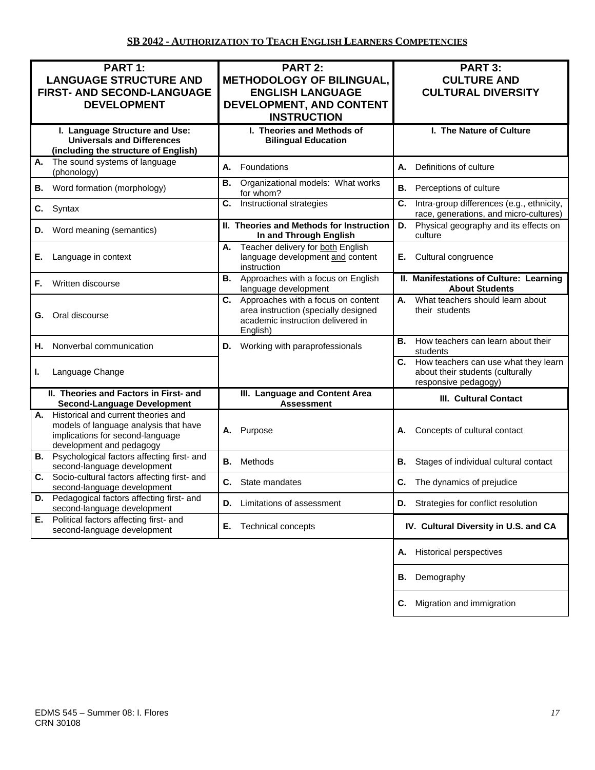## SB 2042 - AUTHORIZATION TO TEACH ENGLISH LEARNERS COMPETENCIES

| PART 1: LANGUAGE STRUCTURE AND FIRST- AND SECOND-LANGUAGE DEVELOPMENT | PART 2: METHODOLOGY OF BILINGUAL, ENGLISH LANGUAGE DEVELOPMENT, AND CONTENT INSTRUCTION | PART 3: CULTURE AND CULTURAL DIVERSITY |
|---|---|---|
| **I. Language Structure and Use: Universals and Differences (including the structure of English)** | **I. Theories and Methods of Bilingual Education** | **I. The Nature of Culture** |
| **A.** The sound systems of language (phonology) | **A.** Foundations | **A.** Definitions of culture |
| **B.** Word formation (morphology) | **B.** Organizational models: What works for whom? | **B.** Perceptions of culture |
| **C.** Syntax | **C.** Instructional strategies | **C.** Intra-group differences (e.g., ethnicity, race, generations, and micro-cultures) |
| **D.** Word meaning (semantics) | **II. Theories and Methods for Instruction In and Through English** | **D.** Physical geography and its effects on culture |
| **E.** Language in context | **A.** Teacher delivery for both English language development and content instruction | **E.** Cultural congruence |
| **F.** Written discourse | **B.** Approaches with a focus on English language development | **II. Manifestations of Culture: Learning About Students** |
| **G.** Oral discourse | **C.** Approaches with a focus on content area instruction (specially designed academic instruction delivered in English) | **A.** What teachers should learn about their students |
| **H.** Nonverbal communication | **D.** Working with paraprofessionals | **B.** How teachers can learn about their students |
| **I.** Language Change | | **C.** How teachers can use what they learn about their students (culturally responsive pedagogy) |
| **II. Theories and Factors in First- and Second-Language Development** | **III. Language and Content Area Assessment** | **III. Cultural Contact** |
| **A.** Historical and current theories and models of language analysis that have implications for second-language development and pedagogy | **A.** Purpose | **A.** Concepts of cultural contact |
| **B.** Psychological factors affecting first- and second-language development | **B.** Methods | **B.** Stages of individual cultural contact |
| **C.** Socio-cultural factors affecting first- and second-language development | **C.** State mandates | **C.** The dynamics of prejudice |
| **D.** Pedagogical factors affecting first- and second-language development | **D.** Limitations of assessment | **D.** Strategies for conflict resolution |
| **E.** Political factors affecting first- and second-language development | **E.** Technical concepts | **IV. Cultural Diversity in U.S. and CA** |
| | | **A.** Historical perspectives |
| | | **B.** Demography |
| | | **C.** Migration and immigration |

EDMS 545 – Summer 08: I. Flores
CRN 30108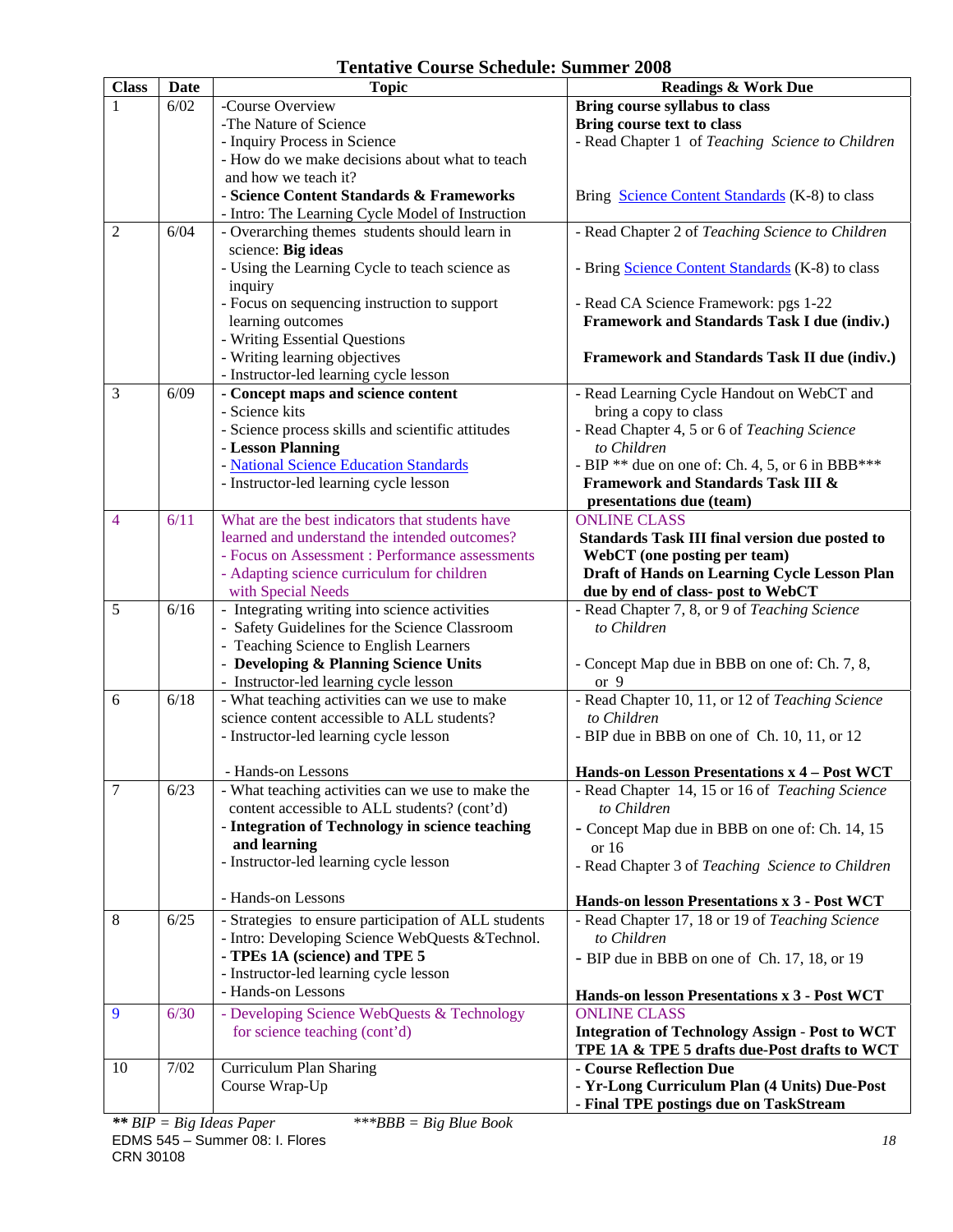## Tentative Course Schedule: Summer 2008

| Class | Date | Topic | Readings & Work Due |
|---|---|---|---|
| 1 | 6/02 | -Course Overview<br>-The Nature of Science<br>- Inquiry Process in Science<br>- How do we make decisions about what to teach and how we teach it?<br>- **Science Content Standards & Frameworks**<br>- Intro: The Learning Cycle Model of Instruction | **Bring course syllabus to class**<br>**Bring course text to class**<br>- Read Chapter 1 of *Teaching Science to Children*<br><br>Bring Science Content Standards (K-8) to class |
| 2 | 6/04 | - Overarching themes students should learn in science: **Big ideas**<br>- Using the Learning Cycle to teach science as inquiry<br>- Focus on sequencing instruction to support learning outcomes<br>- Writing Essential Questions<br>- Writing learning objectives<br>- Instructor-led learning cycle lesson | - Read Chapter 2 of *Teaching Science to Children*<br><br>- Bring Science Content Standards (K-8) to class<br><br>- Read CA Science Framework: pgs 1-22<br>**Framework and Standards Task I due (indiv.)**<br><br>**Framework and Standards Task II due (indiv.)** |
| 3 | 6/09 | - **Concept maps and science content**<br>- Science kits<br>- Science process skills and scientific attitudes<br>- **Lesson Planning**<br>- National Science Education Standards<br>- Instructor-led learning cycle lesson | - Read Learning Cycle Handout on WebCT and bring a copy to class<br>- Read Chapter 4, 5 or 6 of *Teaching Science to Children*<br>- BIP ** due on one of: Ch. 4, 5, or 6 in BBB***<br>**Framework and Standards Task III & presentations due (team)** |
| 4 | 6/11 | What are the best indicators that students have learned and understand the intended outcomes?<br>- Focus on Assessment : Performance assessments<br>- Adapting science curriculum for children with Special Needs | ONLINE CLASS<br>**Standards Task III final version due posted to WebCT (one posting per team)**<br>**Draft of Hands on Learning Cycle Lesson Plan due by end of class- post to WebCT** |
| 5 | 6/16 | - Integrating writing into science activities<br>- Safety Guidelines for the Science Classroom<br>- Teaching Science to English Learners<br>- **Developing & Planning Science Units**<br>- Instructor-led learning cycle lesson | - Read Chapter 7, 8, or 9 of *Teaching Science to Children*<br><br>- Concept Map due in BBB on one of: Ch. 7, 8, or 9 |
| 6 | 6/18 | - What teaching activities can we use to make science content accessible to ALL students?<br>- Instructor-led learning cycle lesson<br><br>- Hands-on Lessons | - Read Chapter 10, 11, or 12 of *Teaching Science to Children*<br>- BIP due in BBB on one of Ch. 10, 11, or 12<br><br>**Hands-on Lesson Presentations x 4 – Post WCT** |
| 7 | 6/23 | - What teaching activities can we use to make the content accessible to ALL students? (cont'd)<br>- **Integration of Technology in science teaching and learning**<br>- Instructor-led learning cycle lesson<br><br>- Hands-on Lessons | - Read Chapter 14, 15 or 16 of *Teaching Science to Children*<br>- Concept Map due in BBB on one of: Ch. 14, 15 or 16<br>- Read Chapter 3 of *Teaching Science to Children*<br><br>**Hands-on lesson Presentations x 3 - Post WCT** |
| 8 | 6/25 | - Strategies to ensure participation of ALL students<br>- Intro: Developing Science WebQuests &Technol.<br>- **TPEs 1A (science) and TPE 5**<br>- Instructor-led learning cycle lesson<br>- Hands-on Lessons | - Read Chapter 17, 18 or 19 of *Teaching Science to Children*<br>- BIP due in BBB on one of Ch. 17, 18, or 19<br><br>**Hands-on lesson Presentations x 3 - Post WCT** |
| 9 | 6/30 | - Developing Science WebQuests & Technology for science teaching (cont'd) | ONLINE CLASS<br>**Integration of Technology Assign - Post to WCT**<br>**TPE 1A & TPE 5 drafts due-Post drafts to WCT** |
| 10 | 7/02 | Curriculum Plan Sharing<br>Course Wrap-Up | **- Course Reflection Due**<br>**- Yr-Long Curriculum Plan (4 Units) Due-Post**<br>**- Final TPE postings due on TaskStream** |

*** BIP = Big Ideas Paper*     ****BBB = Big Blue Book*

EDMS 545 – Summer 08: I. Flores
CRN 30108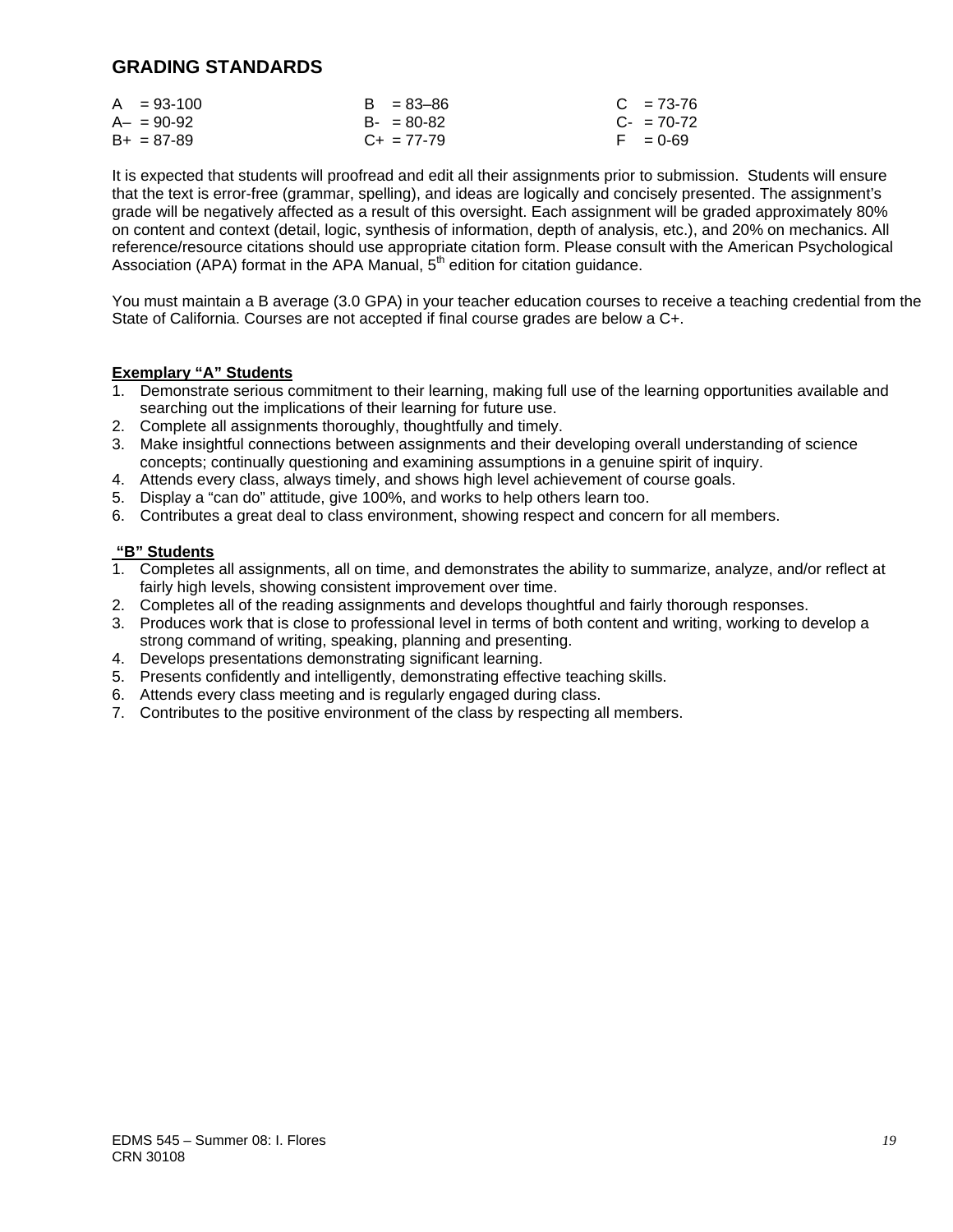## GRADING STANDARDS

| | | |
|---|---|---|
| A = 93-100 | B = 83–86 | C = 73-76 |
| A– = 90-92 | B- = 80-82 | C- = 70-72 |
| B+ = 87-89 | C+ = 77-79 | F = 0-69 |

It is expected that students will proofread and edit all their assignments prior to submission. Students will ensure that the text is error-free (grammar, spelling), and ideas are logically and concisely presented. The assignment's grade will be negatively affected as a result of this oversight. Each assignment will be graded approximately 80% on content and context (detail, logic, synthesis of information, depth of analysis, etc.), and 20% on mechanics. All reference/resource citations should use appropriate citation form. Please consult with the American Psychological Association (APA) format in the APA Manual, 5th edition for citation guidance.

You must maintain a B average (3.0 GPA) in your teacher education courses to receive a teaching credential from the State of California. Courses are not accepted if final course grades are below a C+.

**Exemplary "A" Students**

1. Demonstrate serious commitment to their learning, making full use of the learning opportunities available and searching out the implications of their learning for future use.
2. Complete all assignments thoroughly, thoughtfully and timely.
3. Make insightful connections between assignments and their developing overall understanding of science concepts; continually questioning and examining assumptions in a genuine spirit of inquiry.
4. Attends every class, always timely, and shows high level achievement of course goals.
5. Display a "can do" attitude, give 100%, and works to help others learn too.
6. Contributes a great deal to class environment, showing respect and concern for all members.

**"B" Students**

1. Completes all assignments, all on time, and demonstrates the ability to summarize, analyze, and/or reflect at fairly high levels, showing consistent improvement over time.
2. Completes all of the reading assignments and develops thoughtful and fairly thorough responses.
3. Produces work that is close to professional level in terms of both content and writing, working to develop a strong command of writing, speaking, planning and presenting.
4. Develops presentations demonstrating significant learning.
5. Presents confidently and intelligently, demonstrating effective teaching skills.
6. Attends every class meeting and is regularly engaged during class.
7. Contributes to the positive environment of the class by respecting all members.